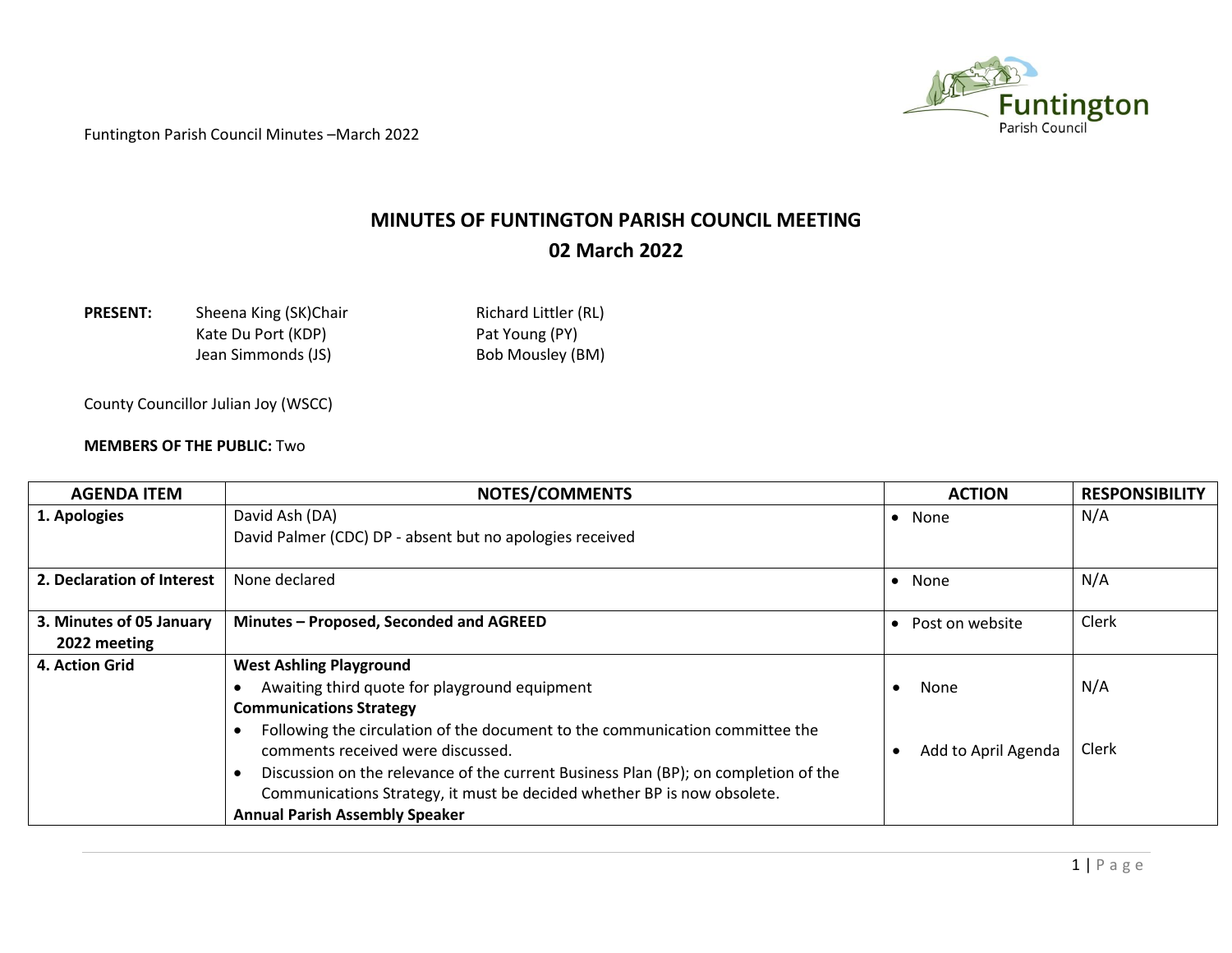Funtington Parish Council Minutes –March 2022

# MINUTES OF FUNTINGTON PARISH COUNCIL MEETING
## 02 March 2022

**PRESENT:** Sheena King (SK)Chair, Kate Du Port (KDP), Jean Simmonds (JS), Richard Littler (RL), Pat Young (PY), Bob Mousley (BM)

County Councillor Julian Joy (WSCC)

**MEMBERS OF THE PUBLIC:** Two

| AGENDA ITEM | NOTES/COMMENTS | ACTION | RESPONSIBILITY |
|---|---|---|---|
| **1. Apologies** | David Ash (DA)<br>David Palmer (CDC) DP - absent but no apologies received | • None | N/A |
| **2. Declaration of Interest** | None declared | • None | N/A |
| **3. Minutes of 05 January 2022 meeting** | **Minutes – Proposed, Seconded and AGREED** | • Post on website | Clerk |
| **4. Action Grid** | **West Ashling Playground**<br>• Awaiting third quote for playground equipment<br>**Communications Strategy**<br>• Following the circulation of the document to the communication committee the comments received were discussed.<br>• Discussion on the relevance of the current Business Plan (BP); on completion of the Communications Strategy, it must be decided whether BP is now obsolete.<br>**Annual Parish Assembly Speaker** | • None<br><br>• Add to April Agenda | N/A<br><br>Clerk |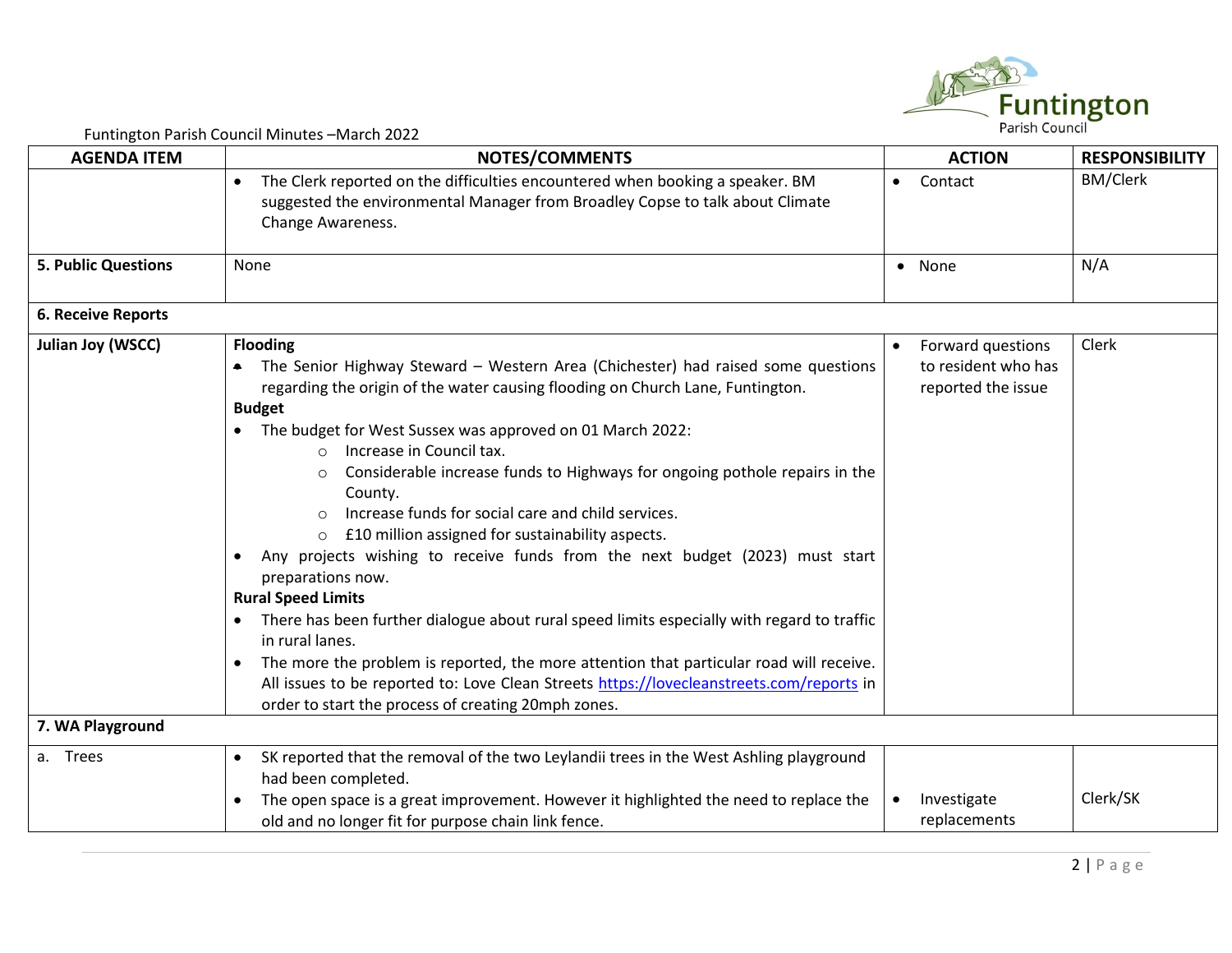Funtington Parish Council Minutes –March 2022

| AGENDA ITEM | NOTES/COMMENTS | ACTION | RESPONSIBILITY |
|---|---|---|---|
| | • The Clerk reported on the difficulties encountered when booking a speaker. BM suggested the environmental Manager from Broadley Copse to talk about Climate Change Awareness. | • Contact | BM/Clerk |
| **5. Public Questions** | None | • None | N/A |
| **6. Receive Reports** | | | |
| **Julian Joy (WSCC)** | **Flooding**<br>• The Senior Highway Steward – Western Area (Chichester) had raised some questions regarding the origin of the water causing flooding on Church Lane, Funtington.<br>**Budget**<br>• The budget for West Sussex was approved on 01 March 2022:<br>  ○ Increase in Council tax.<br>  ○ Considerable increase funds to Highways for ongoing pothole repairs in the County.<br>  ○ Increase funds for social care and child services.<br>  ○ £10 million assigned for sustainability aspects.<br>• Any projects wishing to receive funds from the next budget (2023) must start preparations now.<br>**Rural Speed Limits**<br>• There has been further dialogue about rural speed limits especially with regard to traffic in rural lanes.<br>• The more the problem is reported, the more attention that particular road will receive. All issues to be reported to: Love Clean Streets https://lovecleanstreets.com/reports in order to start the process of creating 20mph zones. | • Forward questions to resident who has reported the issue | Clerk |
| **7. WA Playground** | | | |
| a. Trees | • SK reported that the removal of the two Leylandii trees in the West Ashling playground had been completed.<br>• The open space is a great improvement. However it highlighted the need to replace the old and no longer fit for purpose chain link fence. | • Investigate replacements | Clerk/SK |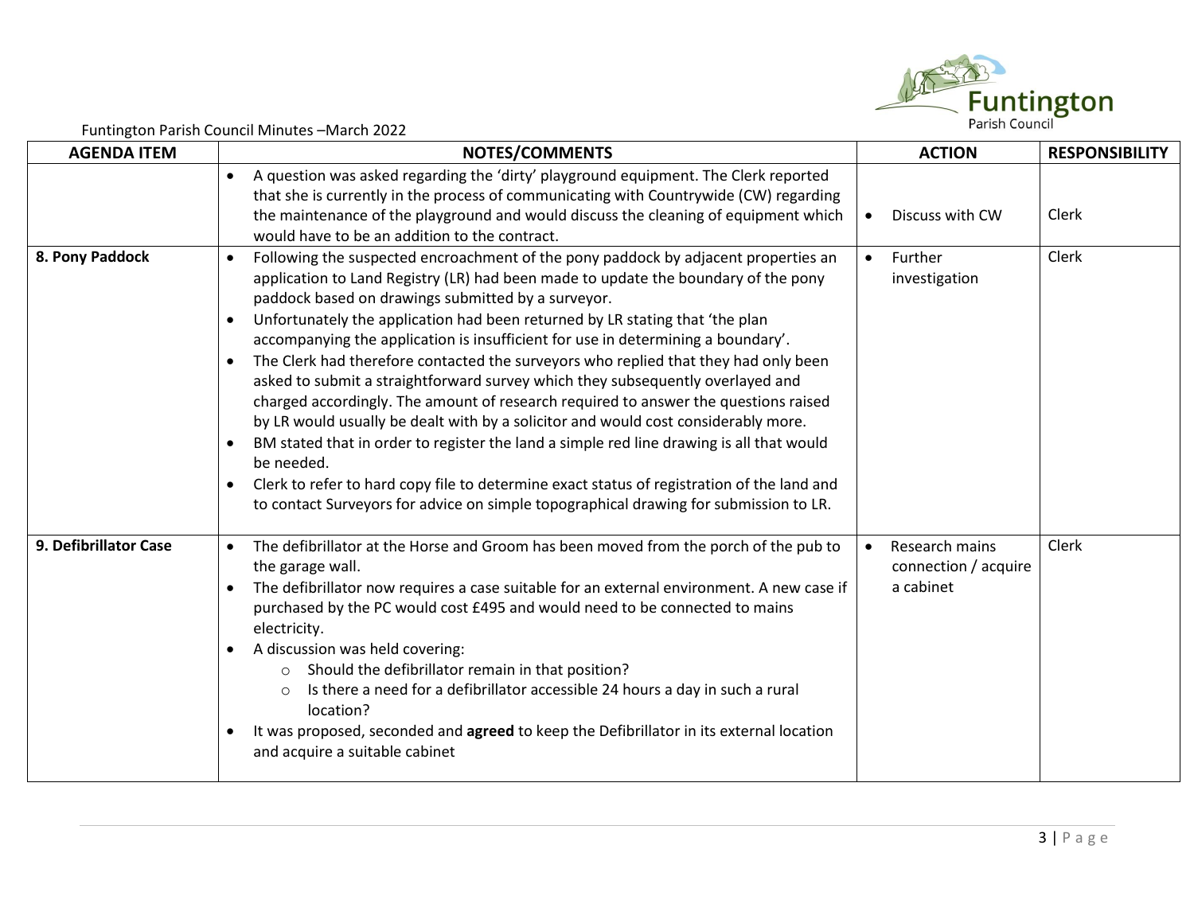| AGENDA ITEM | NOTES/COMMENTS | ACTION | RESPONSIBILITY |
|---|---|---|---|
| | • A question was asked regarding the 'dirty' playground equipment. The Clerk reported that she is currently in the process of communicating with Countrywide (CW) regarding the maintenance of the playground and would discuss the cleaning of equipment which would have to be an addition to the contract. | • Discuss with CW | Clerk |
| **8. Pony Paddock** | • Following the suspected encroachment of the pony paddock by adjacent properties an application to Land Registry (LR) had been made to update the boundary of the pony paddock based on drawings submitted by a surveyor.<br>• Unfortunately the application had been returned by LR stating that 'the plan accompanying the application is insufficient for use in determining a boundary'.<br>• The Clerk had therefore contacted the surveyors who replied that they had only been asked to submit a straightforward survey which they subsequently overlayed and charged accordingly. The amount of research required to answer the questions raised by LR would usually be dealt with by a solicitor and would cost considerably more.<br>• BM stated that in order to register the land a simple red line drawing is all that would be needed.<br>• Clerk to refer to hard copy file to determine exact status of registration of the land and to contact Surveyors for advice on simple topographical drawing for submission to LR. | • Further investigation | Clerk |
| **9. Defibrillator Case** | • The defibrillator at the Horse and Groom has been moved from the porch of the pub to the garage wall.<br>• The defibrillator now requires a case suitable for an external environment. A new case if purchased by the PC would cost £495 and would need to be connected to mains electricity.<br>• A discussion was held covering:<br>&nbsp;&nbsp;&nbsp;&nbsp;○ Should the defibrillator remain in that position?<br>&nbsp;&nbsp;&nbsp;&nbsp;○ Is there a need for a defibrillator accessible 24 hours a day in such a rural location?<br>• It was proposed, seconded and **agreed** to keep the Defibrillator in its external location and acquire a suitable cabinet | • Research mains connection / acquire a cabinet | Clerk |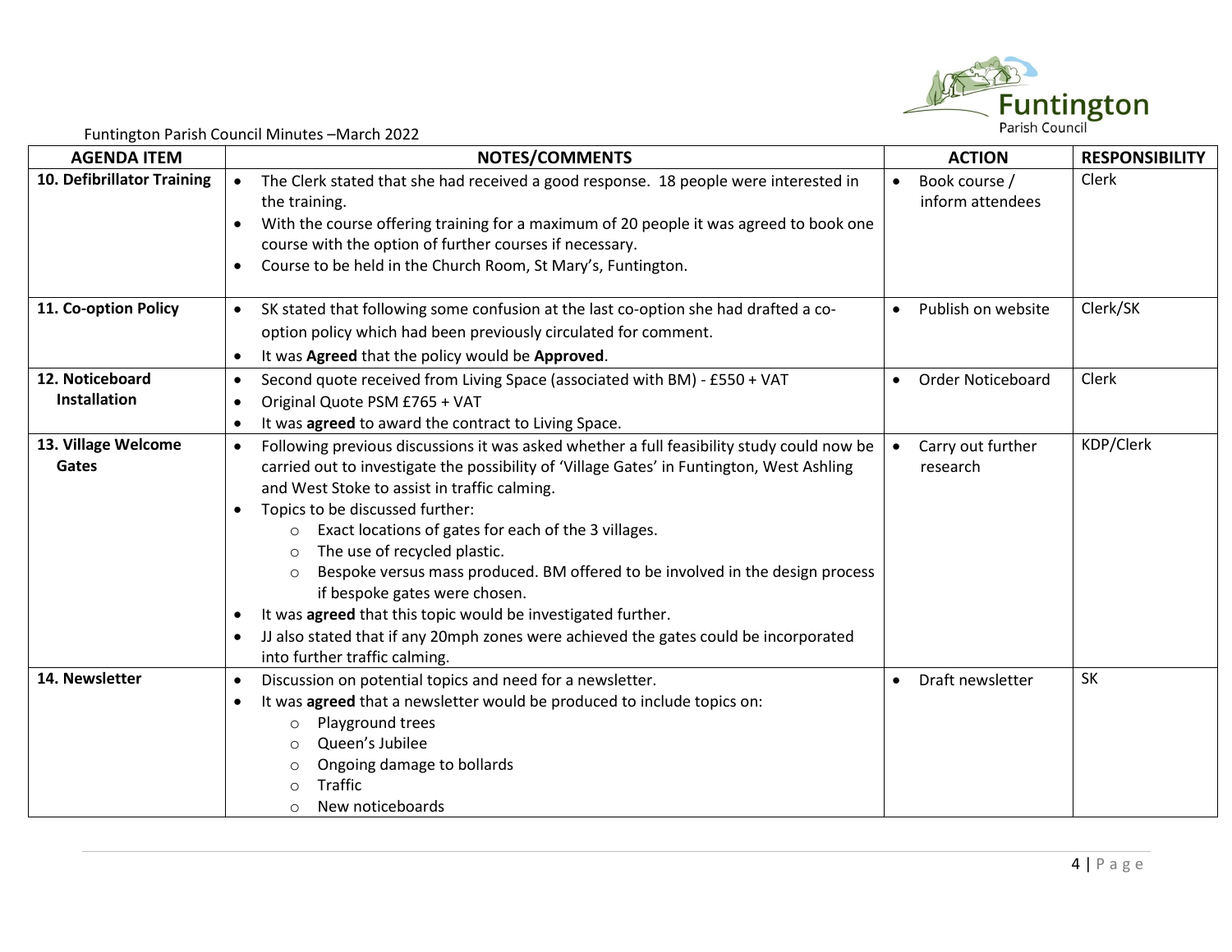Funtington Parish Council Minutes –March 2022

| AGENDA ITEM | NOTES/COMMENTS | ACTION | RESPONSIBILITY |
|---|---|---|---|
| **10. Defibrillator Training** | • The Clerk stated that she had received a good response. 18 people were interested in the training.<br>• With the course offering training for a maximum of 20 people it was agreed to book one course with the option of further courses if necessary.<br>• Course to be held in the Church Room, St Mary's, Funtington. | • Book course / inform attendees | Clerk |
| **11. Co-option Policy** | • SK stated that following some confusion at the last co-option she had drafted a co-option policy which had been previously circulated for comment.<br>• It was **Agreed** that the policy would be **Approved**. | • Publish on website | Clerk/SK |
| **12. Noticeboard Installation** | • Second quote received from Living Space (associated with BM) - £550 + VAT<br>• Original Quote PSM £765 + VAT<br>• It was **agreed** to award the contract to Living Space. | • Order Noticeboard | Clerk |
| **13. Village Welcome Gates** | • Following previous discussions it was asked whether a full feasibility study could now be carried out to investigate the possibility of 'Village Gates' in Funtington, West Ashling and West Stoke to assist in traffic calming.<br>• Topics to be discussed further:<br>  ○ Exact locations of gates for each of the 3 villages.<br>  ○ The use of recycled plastic.<br>  ○ Bespoke versus mass produced. BM offered to be involved in the design process if bespoke gates were chosen.<br>• It was **agreed** that this topic would be investigated further.<br>• JJ also stated that if any 20mph zones were achieved the gates could be incorporated into further traffic calming. | • Carry out further research | KDP/Clerk |
| **14. Newsletter** | • Discussion on potential topics and need for a newsletter.<br>• It was **agreed** that a newsletter would be produced to include topics on:<br>  ○ Playground trees<br>  ○ Queen's Jubilee<br>  ○ Ongoing damage to bollards<br>  ○ Traffic<br>  ○ New noticeboards | • Draft newsletter | SK |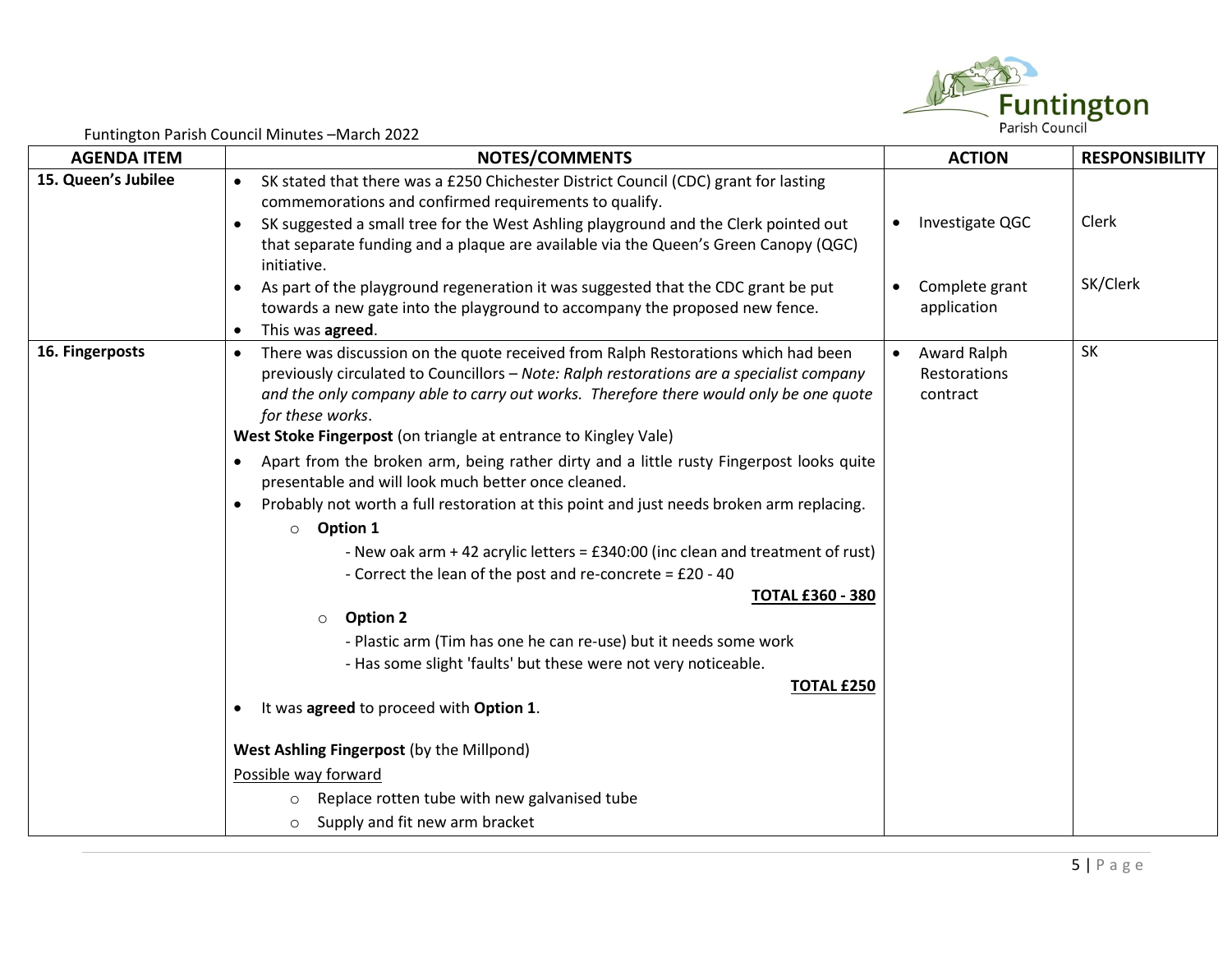Funtington Parish Council Minutes –March 2022

| AGENDA ITEM | NOTES/COMMENTS | ACTION | RESPONSIBILITY |
|---|---|---|---|
| **15. Queen's Jubilee** | • SK stated that there was a £250 Chichester District Council (CDC) grant for lasting commemorations and confirmed requirements to qualify.<br>• SK suggested a small tree for the West Ashling playground and the Clerk pointed out that separate funding and a plaque are available via the Queen's Green Canopy (QGC) initiative.<br>• As part of the playground regeneration it was suggested that the CDC grant be put towards a new gate into the playground to accompany the proposed new fence.<br>• This was **agreed**. | • Investigate QGC<br><br>• Complete grant application | Clerk<br><br>SK/Clerk |
| **16. Fingerposts** | • There was discussion on the quote received from Ralph Restorations which had been previously circulated to Councillors – *Note: Ralph restorations are a specialist company and the only company able to carry out works. Therefore there would only be one quote for these works*.<br>**West Stoke Fingerpost** (on triangle at entrance to Kingley Vale)<br>• Apart from the broken arm, being rather dirty and a little rusty Fingerpost looks quite presentable and will look much better once cleaned.<br>• Probably not worth a full restoration at this point and just needs broken arm replacing.<br>  ○ **Option 1**<br>    - New oak arm + 42 acrylic letters = £340:00 (inc clean and treatment of rust)<br>    - Correct the lean of the post and re-concrete = £20 - 40<br>    **TOTAL £360 - 380**<br>  ○ **Option 2**<br>    - Plastic arm (Tim has one he can re-use) but it needs some work<br>    - Has some slight 'faults' but these were not very noticeable.<br>    **TOTAL £250**<br>• It was **agreed** to proceed with **Option 1**.<br><br>**West Ashling Fingerpost** (by the Millpond)<br>Possible way forward<br>  ○ Replace rotten tube with new galvanised tube<br>  ○ Supply and fit new arm bracket | • Award Ralph Restorations contract | SK |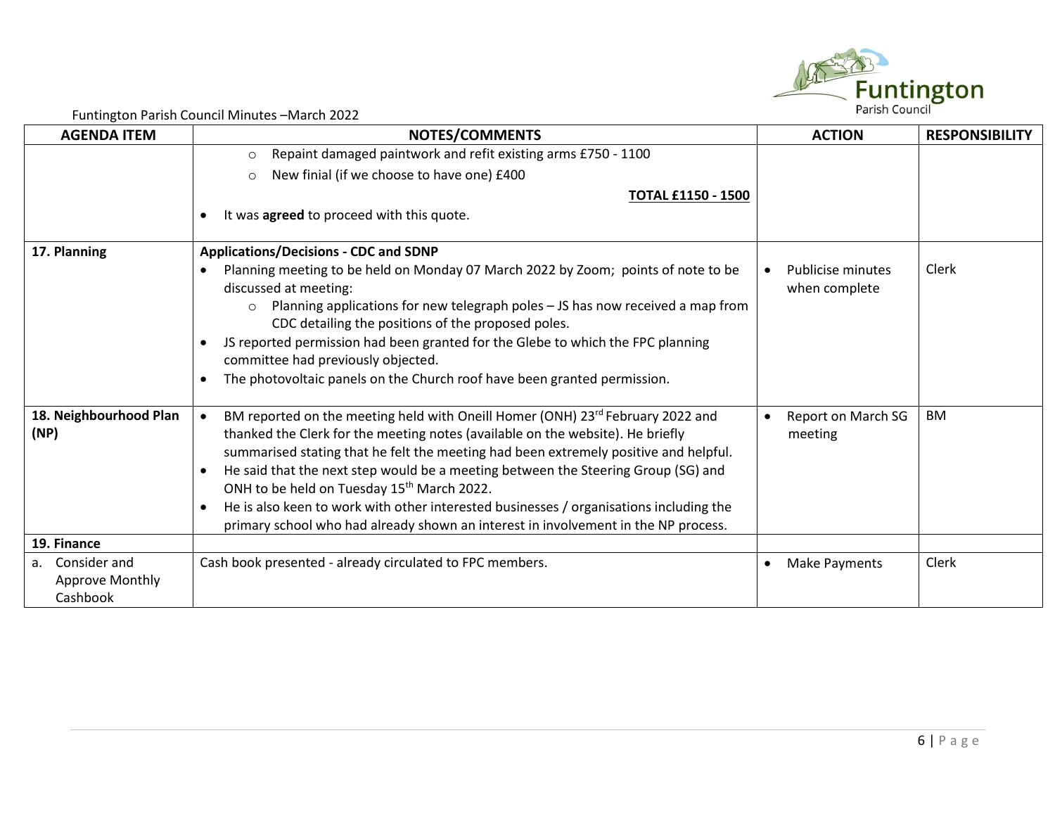Funtington Parish Council Minutes –March 2022

| AGENDA ITEM | NOTES/COMMENTS | ACTION | RESPONSIBILITY |
|---|---|---|---|
| | ○ Repaint damaged paintwork and refit existing arms £750 - 1100<br>○ New finial (if we choose to have one) £400<br>**TOTAL £1150 - 1500**<br>• It was **agreed** to proceed with this quote. | | |
| **17. Planning** | **Applications/Decisions - CDC and SDNP**<br>• Planning meeting to be held on Monday 07 March 2022 by Zoom; points of note to be discussed at meeting:<br>○ Planning applications for new telegraph poles – JS has now received a map from CDC detailing the positions of the proposed poles.<br>• JS reported permission had been granted for the Glebe to which the FPC planning committee had previously objected.<br>• The photovoltaic panels on the Church roof have been granted permission. | • Publicise minutes when complete | Clerk |
| **18. Neighbourhood Plan (NP)** | • BM reported on the meeting held with Oneill Homer (ONH) 23rd February 2022 and thanked the Clerk for the meeting notes (available on the website). He briefly summarised stating that he felt the meeting had been extremely positive and helpful.<br>• He said that the next step would be a meeting between the Steering Group (SG) and ONH to be held on Tuesday 15th March 2022.<br>• He is also keen to work with other interested businesses / organisations including the primary school who had already shown an interest in involvement in the NP process. | • Report on March SG meeting | BM |
| **19. Finance** | | | |
| a. Consider and Approve Monthly Cashbook | Cash book presented - already circulated to FPC members. | • Make Payments | Clerk |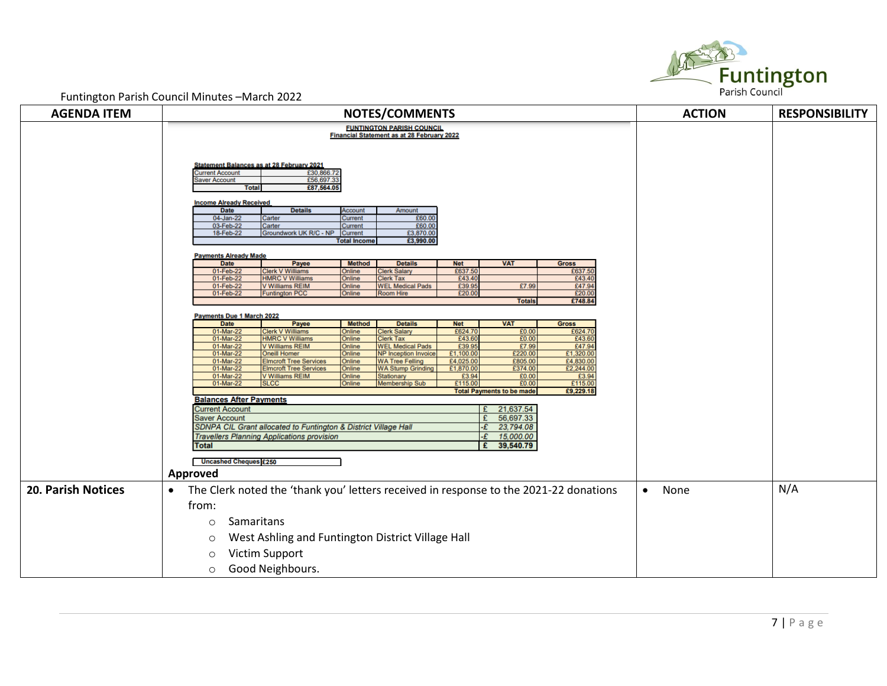| AGENDA ITEM | NOTES/COMMENTS | ACTION | RESPONSIBILITY |
|---|---|---|---|
| | (financial statement – see below) Approved | | |
| **20. Parish Notices** | • The Clerk noted the 'thank you' letters received in response to the 2021-22 donations from: ○ Samaritans ○ West Ashling and Funtington District Village Hall ○ Victim Support ○ Good Neighbours. | • None | N/A |

**FUNTINGTON PARISH COUNCIL**
**Financial Statement as at 28 February 2022**

**Statement Balances as at 28 February 2021**

| | |
|---|---|
| Current Account | £30,866.72 |
| Saver Account | £56,697.33 |
| **Total** | **£87,564.05** |

**Income Already Received**

| Date | Details | Account | Amount |
|---|---|---|---|
| 04-Jan-22 | Carter | Current | £60.00 |
| 03-Feb-22 | Carter | Current | £60.00 |
| 18-Feb-22 | Groundwork UK R/C - NP | Current | £3,870.00 |
| | | **Total Income** | **£3,990.00** |

**Payments Already Made**

| Date | Payee | Method | Details | Net | VAT | Gross |
|---|---|---|---|---|---|---|
| 01-Feb-22 | Clerk V Williams | Online | Clerk Salary | £637.50 | | £637.50 |
| 01-Feb-22 | HMRC V Williams | Online | Clerk Tax | £43.40 | | £43.40 |
| 01-Feb-22 | V Williams REIM | Online | WEL Medical Pads | £39.95 | £7.99 | £47.94 |
| 01-Feb-22 | Funtington PCC | Online | Room Hire | £20.00 | | £20.00 |
| | | | | | **Totals** | **£748.84** |

**Payments Due 1 March 2022**

| Date | Payee | Method | Details | Net | VAT | Gross |
|---|---|---|---|---|---|---|
| 01-Mar-22 | Clerk V Williams | Online | Clerk Salary | £624.70 | £0.00 | £624.70 |
| 01-Mar-22 | HMRC V Williams | Online | Clerk Tax | £43.60 | £0.00 | £43.60 |
| 01-Mar-22 | V Williams REIM | Online | WEL Medical Pads | £39.95 | £7.99 | £47.94 |
| 01-Mar-22 | Oneill Homer | Online | NP Inception Invoice | £1,100.00 | £220.00 | £1,320.00 |
| 01-Mar-22 | Elmcroft Tree Services | Online | WA Tree Felling | £4,025.00 | £805.00 | £4,830.00 |
| 01-Mar-22 | Elmcroft Tree Services | Online | WA Stump Grinding | £1,870.00 | £374.00 | £2,244.00 |
| 01-Mar-22 | V Williams REIM | Online | Stationary | £3.94 | £0.00 | £3.94 |
| 01-Mar-22 | SLCC | Online | Membership Sub | £115.00 | £0.00 | £115.00 |
| | | | | | **Total Payments to be made** | **£9,229.18** |

**Balances After Payments**

| | |
|---|---|
| Current Account | £ 21,637.54 |
| Saver Account | £ 56,697.33 |
| *SDNPA CIL Grant allocated to Funtington & District Village Hall* | *-£ 23,794.08* |
| *Travellers Planning Applications provision* | *-£ 15,000.00* |
| **Total** | **£ 39,540.79** |

| | |
|---|---|
| **Uncashed Cheques** | **£250** |

**Approved**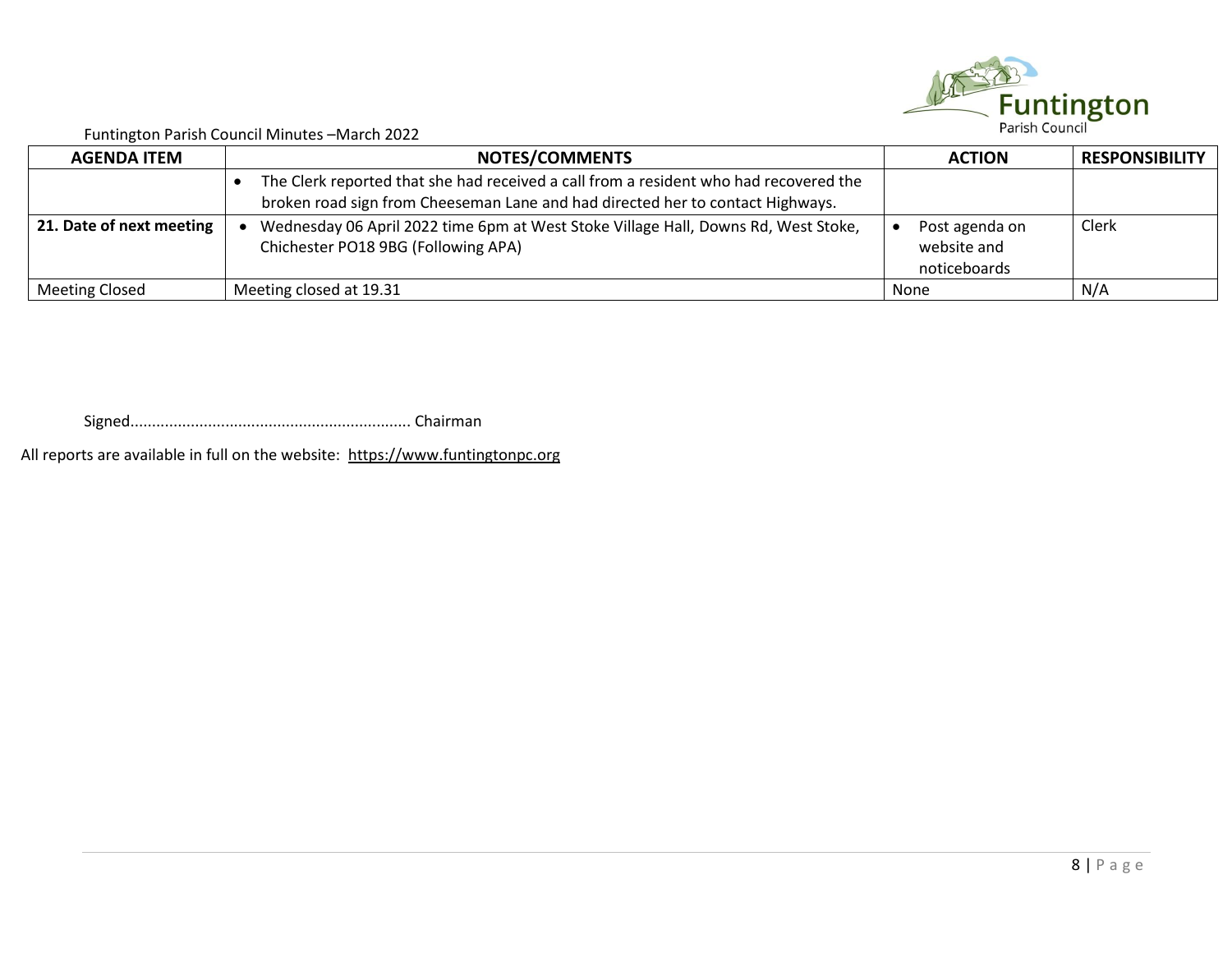| AGENDA ITEM | NOTES/COMMENTS | ACTION | RESPONSIBILITY |
|---|---|---|---|
| | • The Clerk reported that she had received a call from a resident who had recovered the broken road sign from Cheeseman Lane and had directed her to contact Highways. | | |
| **21. Date of next meeting** | • Wednesday 06 April 2022 time 6pm at West Stoke Village Hall, Downs Rd, West Stoke, Chichester PO18 9BG (Following APA) | • Post agenda on website and noticeboards | Clerk |
| Meeting Closed | Meeting closed at 19.31 | None | N/A |

Signed................................................................ Chairman

All reports are available in full on the website: https://www.funtingtonpc.org